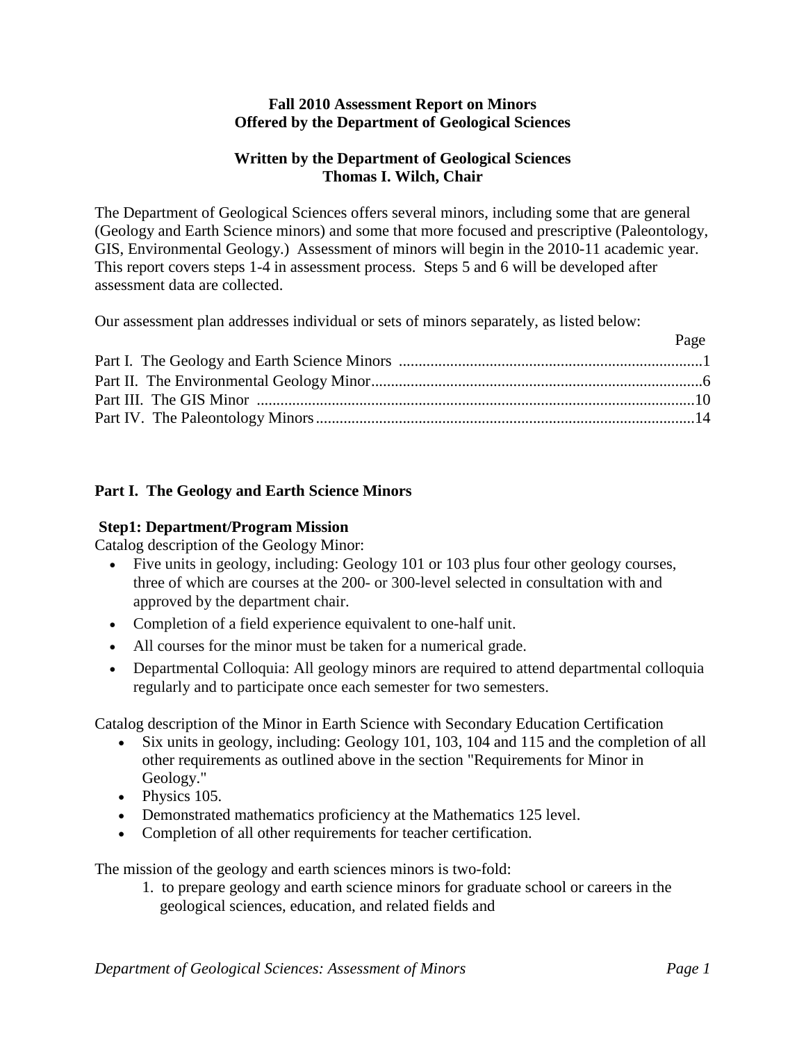**Fall 2010 Assessment Report on Minors**
**Offered by the Department of Geological Sciences**

**Written by the Department of Geological Sciences**
**Thomas I. Wilch, Chair**

The Department of Geological Sciences offers several minors, including some that are general (Geology and Earth Science minors) and some that more focused and prescriptive (Paleontology, GIS, Environmental Geology.) Assessment of minors will begin in the 2010-11 academic year. This report covers steps 1-4 in assessment process. Steps 5 and 6 will be developed after assessment data are collected.

Our assessment plan addresses individual or sets of minors separately, as listed below:

| | Page |
|---|---|
| Part I. The Geology and Earth Science Minors | 1 |
| Part II. The Environmental Geology Minor | 6 |
| Part III. The GIS Minor | 10 |
| Part IV. The Paleontology Minors | 14 |

## Part I. The Geology and Earth Science Minors

### Step1: Department/Program Mission

Catalog description of the Geology Minor:

- Five units in geology, including: Geology 101 or 103 plus four other geology courses, three of which are courses at the 200- or 300-level selected in consultation with and approved by the department chair.
- Completion of a field experience equivalent to one-half unit.
- All courses for the minor must be taken for a numerical grade.
- Departmental Colloquia: All geology minors are required to attend departmental colloquia regularly and to participate once each semester for two semesters.

Catalog description of the Minor in Earth Science with Secondary Education Certification

- Six units in geology, including: Geology 101, 103, 104 and 115 and the completion of all other requirements as outlined above in the section "Requirements for Minor in Geology."
- Physics 105.
- Demonstrated mathematics proficiency at the Mathematics 125 level.
- Completion of all other requirements for teacher certification.

The mission of the geology and earth sciences minors is two-fold:

1. to prepare geology and earth science minors for graduate school or careers in the geological sciences, education, and related fields and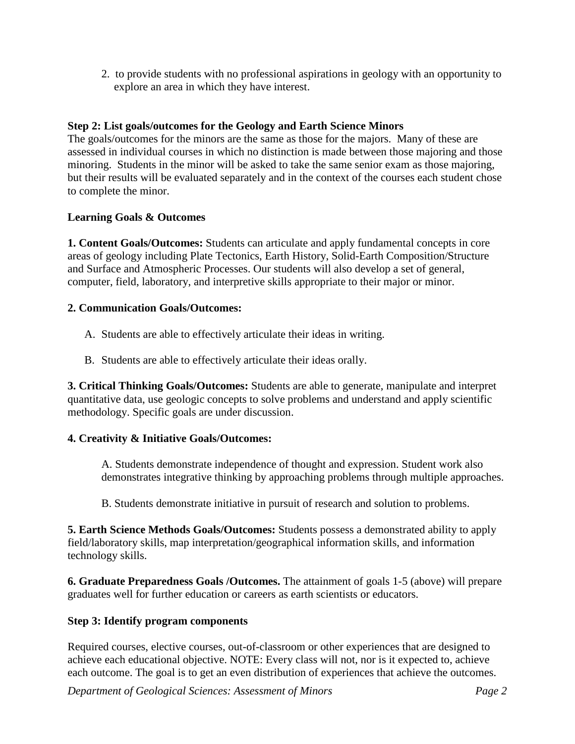2. to provide students with no professional aspirations in geology with an opportunity to explore an area in which they have interest.

**Step 2: List goals/outcomes for the Geology and Earth Science Minors**

The goals/outcomes for the minors are the same as those for the majors. Many of these are assessed in individual courses in which no distinction is made between those majoring and those minoring. Students in the minor will be asked to take the same senior exam as those majoring, but their results will be evaluated separately and in the context of the courses each student chose to complete the minor.

**Learning Goals & Outcomes**

**1. Content Goals/Outcomes:** Students can articulate and apply fundamental concepts in core areas of geology including Plate Tectonics, Earth History, Solid-Earth Composition/Structure and Surface and Atmospheric Processes. Our students will also develop a set of general, computer, field, laboratory, and interpretive skills appropriate to their major or minor.

**2. Communication Goals/Outcomes:**

A. Students are able to effectively articulate their ideas in writing.

B. Students are able to effectively articulate their ideas orally.

**3. Critical Thinking Goals/Outcomes:** Students are able to generate, manipulate and interpret quantitative data, use geologic concepts to solve problems and understand and apply scientific methodology. Specific goals are under discussion.

**4. Creativity & Initiative Goals/Outcomes:**

A. Students demonstrate independence of thought and expression. Student work also demonstrates integrative thinking by approaching problems through multiple approaches.

B. Students demonstrate initiative in pursuit of research and solution to problems.

**5. Earth Science Methods Goals/Outcomes:** Students possess a demonstrated ability to apply field/laboratory skills, map interpretation/geographical information skills, and information technology skills.

**6. Graduate Preparedness Goals /Outcomes.** The attainment of goals 1-5 (above) will prepare graduates well for further education or careers as earth scientists or educators.

**Step 3: Identify program components**

Required courses, elective courses, out-of-classroom or other experiences that are designed to achieve each educational objective. NOTE: Every class will not, nor is it expected to, achieve each outcome. The goal is to get an even distribution of experiences that achieve the outcomes.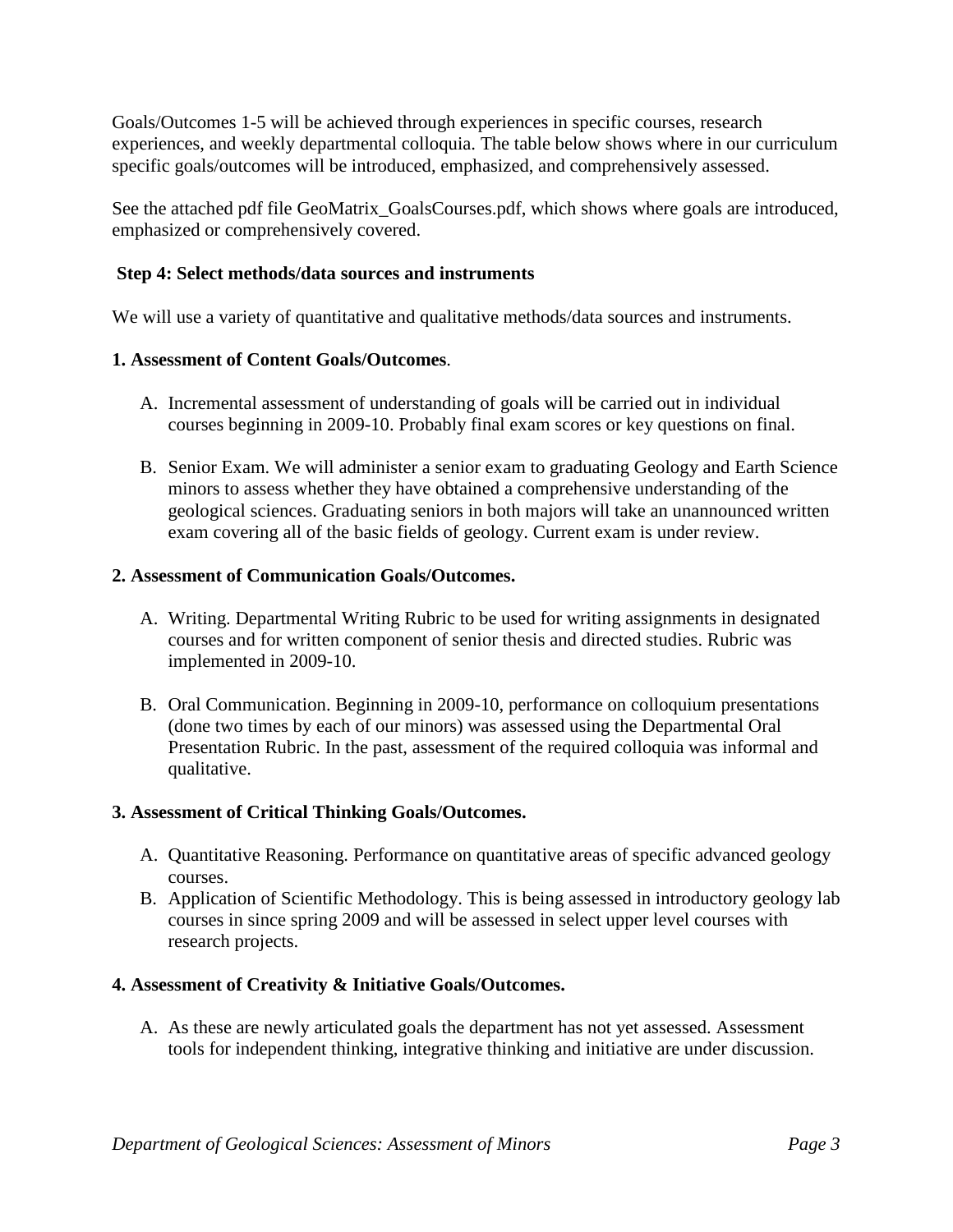Goals/Outcomes 1-5 will be achieved through experiences in specific courses, research experiences, and weekly departmental colloquia. The table below shows where in our curriculum specific goals/outcomes will be introduced, emphasized, and comprehensively assessed.

See the attached pdf file GeoMatrix_GoalsCourses.pdf, which shows where goals are introduced, emphasized or comprehensively covered.

**Step 4: Select methods/data sources and instruments**

We will use a variety of quantitative and qualitative methods/data sources and instruments.

**1. Assessment of Content Goals/Outcomes**.

A. Incremental assessment of understanding of goals will be carried out in individual courses beginning in 2009-10. Probably final exam scores or key questions on final.

B. Senior Exam. We will administer a senior exam to graduating Geology and Earth Science minors to assess whether they have obtained a comprehensive understanding of the geological sciences. Graduating seniors in both majors will take an unannounced written exam covering all of the basic fields of geology. Current exam is under review.

**2. Assessment of Communication Goals/Outcomes.**

A. Writing. Departmental Writing Rubric to be used for writing assignments in designated courses and for written component of senior thesis and directed studies. Rubric was implemented in 2009-10.

B. Oral Communication. Beginning in 2009-10, performance on colloquium presentations (done two times by each of our minors) was assessed using the Departmental Oral Presentation Rubric. In the past, assessment of the required colloquia was informal and qualitative.

**3. Assessment of Critical Thinking Goals/Outcomes.**

A. Quantitative Reasoning. Performance on quantitative areas of specific advanced geology courses.
B. Application of Scientific Methodology. This is being assessed in introductory geology lab courses in since spring 2009 and will be assessed in select upper level courses with research projects.

**4. Assessment of Creativity & Initiative Goals/Outcomes.**

A. As these are newly articulated goals the department has not yet assessed. Assessment tools for independent thinking, integrative thinking and initiative are under discussion.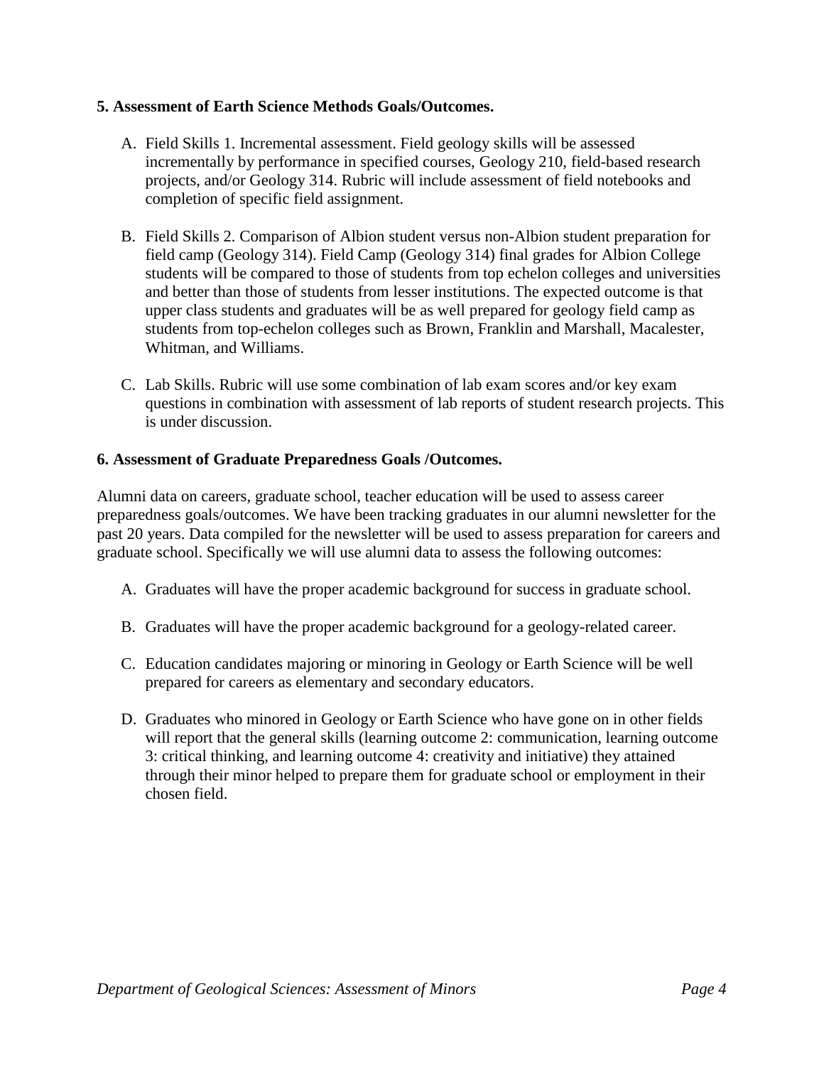**5. Assessment of Earth Science Methods Goals/Outcomes.**

A. Field Skills 1. Incremental assessment. Field geology skills will be assessed incrementally by performance in specified courses, Geology 210, field-based research projects, and/or Geology 314. Rubric will include assessment of field notebooks and completion of specific field assignment.

B. Field Skills 2. Comparison of Albion student versus non-Albion student preparation for field camp (Geology 314). Field Camp (Geology 314) final grades for Albion College students will be compared to those of students from top echelon colleges and universities and better than those of students from lesser institutions. The expected outcome is that upper class students and graduates will be as well prepared for geology field camp as students from top-echelon colleges such as Brown, Franklin and Marshall, Macalester, Whitman, and Williams.

C. Lab Skills. Rubric will use some combination of lab exam scores and/or key exam questions in combination with assessment of lab reports of student research projects. This is under discussion.

**6. Assessment of Graduate Preparedness Goals /Outcomes.**

Alumni data on careers, graduate school, teacher education will be used to assess career preparedness goals/outcomes. We have been tracking graduates in our alumni newsletter for the past 20 years. Data compiled for the newsletter will be used to assess preparation for careers and graduate school. Specifically we will use alumni data to assess the following outcomes:

A. Graduates will have the proper academic background for success in graduate school.

B. Graduates will have the proper academic background for a geology-related career.

C. Education candidates majoring or minoring in Geology or Earth Science will be well prepared for careers as elementary and secondary educators.

D. Graduates who minored in Geology or Earth Science who have gone on in other fields will report that the general skills (learning outcome 2: communication, learning outcome 3: critical thinking, and learning outcome 4: creativity and initiative) they attained through their minor helped to prepare them for graduate school or employment in their chosen field.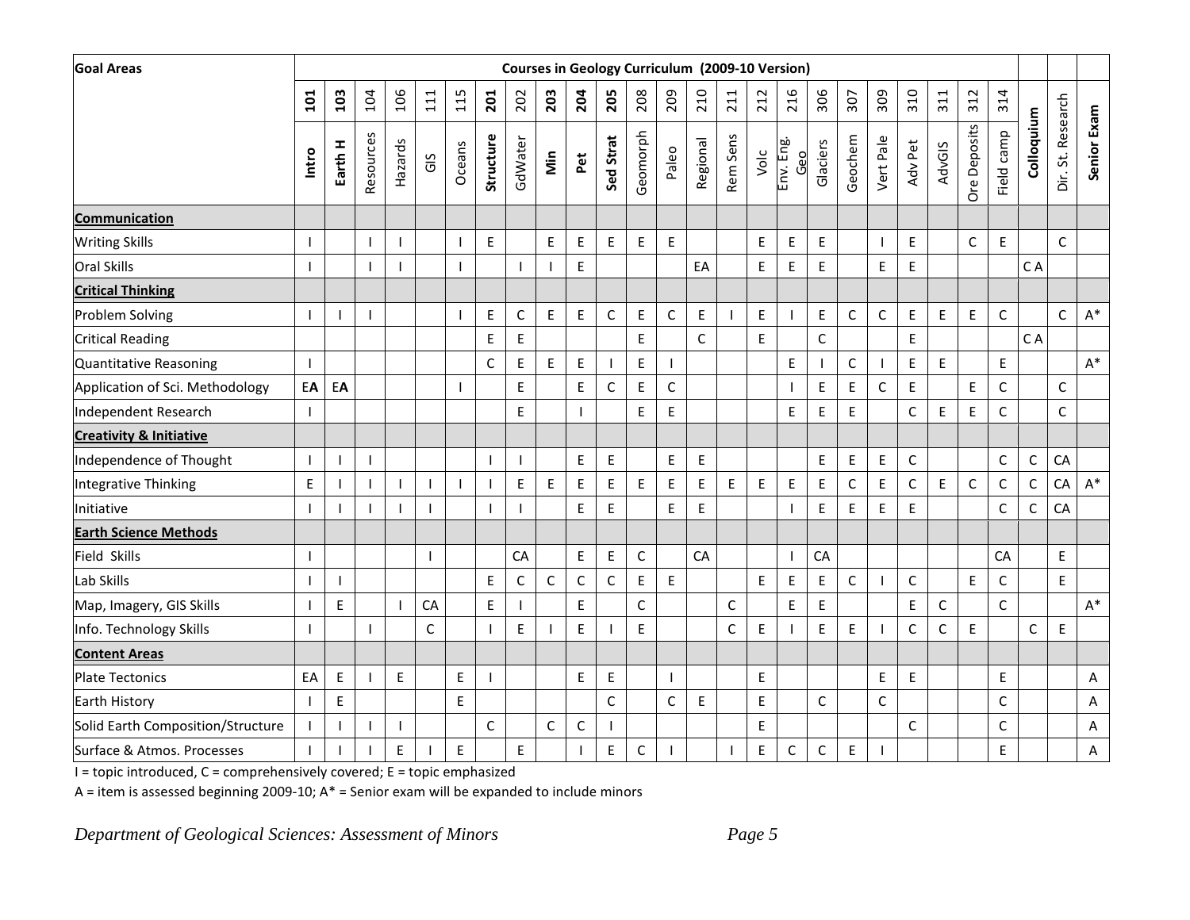| Goal Areas | Courses in Geology Curriculum (2009-10 Version) | | | | | | | | | | | | | | | | | | | | | | | | | | |
|---|---|---|---|---|---|---|---|---|---|---|---|---|---|---|---|---|---|---|---|---|---|---|---|---|---|---|---|
| | **101 Intro** | **103 Earth H** | 104 Resources | 106 Hazards | 111 GIS | 115 Oceans | **201 Structure** | 202 GdWater | **203 Min** | **204 Pet** | **205 Sed Strat** | 208 Geomorph | 209 Paleo | 210 Regional | 211 Rem Sens | 212 Volc | 216 Env. Eng. Geo | 306 Glaciers | 307 Geochem | 309 Vert Pale | 310 Adv Pet | 311 AdvGIS | 312 Ore Deposits | 314 Field camp | **Colloquium** | Dir. St. Research | **Senior Exam** |
| **Communication** | | | | | | | | | | | | | | | | | | | | | | | | | | | |
| Writing Skills | I | | I | I | | I | E | | E | E | E | E | E | | | E | E | E | | I | E | | C | E | | C | |
| Oral Skills | I | | I | I | | I | | I | I | E | | | | EA | | E | E | E | | E | E | | | | C A | | |
| **Critical Thinking** | | | | | | | | | | | | | | | | | | | | | | | | | | | |
| Problem Solving | I | I | I | | | I | E | C | E | E | C | E | C | E | I | E | I | E | C | C | E | E | E | C | | C | A* |
| Critical Reading | | | | | | | E | E | | | | E | | C | | E | | C | | | E | | | | C A | | |
| Quantitative Reasoning | I | | | | | | C | E | E | E | I | E | I | | | | E | I | C | I | E | E | | E | | | A* |
| Application of Sci. Methodology | E**A** | E**A** | | | | I | | E | | E | C | E | C | | | | I | E | E | C | E | | E | C | | C | |
| Independent Research | I | | | | | | | E | | I | | E | E | | | | E | E | E | | C | E | E | C | | C | |
| **Creativity & Initiative** | | | | | | | | | | | | | | | | | | | | | | | | | | | |
| Independence of Thought | I | I | I | | | | I | I | | E | E | | E | E | | | | E | E | E | C | | | C | C | CA | |
| Integrative Thinking | E | I | I | I | I | I | I | E | E | E | E | E | E | E | E | E | E | E | C | E | C | E | C | C | C | CA | A* |
| Initiative | I | I | I | I | I | | I | I | | E | E | | E | E | | | I | E | E | E | E | | | C | C | CA | |
| **Earth Science Methods** | | | | | | | | | | | | | | | | | | | | | | | | | | | |
| Field Skills | I | | | | I | | | CA | | E | E | C | | CA | | | I | CA | | | | | | CA | | E | |
| Lab Skills | I | I | | | | | E | C | C | C | C | E | E | | | E | E | E | C | I | C | | E | C | | E | |
| Map, Imagery, GIS Skills | I | E | | I | CA | | E | I | | E | | C | | | C | | E | E | | | E | C | | C | | | A* |
| Info. Technology Skills | I | | I | | C | | I | E | I | E | I | E | | | C | E | I | E | E | I | C | C | E | | C | E | |
| **Content Areas** | | | | | | | | | | | | | | | | | | | | | | | | | | | |
| Plate Tectonics | EA | E | I | E | | E | I | | | E | E | | I | | | E | | | | E | E | | | E | | | A |
| Earth History | I | E | | | | E | | | | | C | | C | E | | E | | C | | C | | | | C | | | A |
| Solid Earth Composition/Structure | I | I | I | I | | | C | | C | C | I | | | | | E | | | | | C | | | C | | | A |
| Surface & Atmos. Processes | I | I | I | E | I | E | | E | | I | E | C | I | | I | E | C | C | E | I | | | | E | | | A |

I = topic introduced, C = comprehensively covered; E = topic emphasized

A = item is assessed beginning 2009-10; A* = Senior exam will be expanded to include minors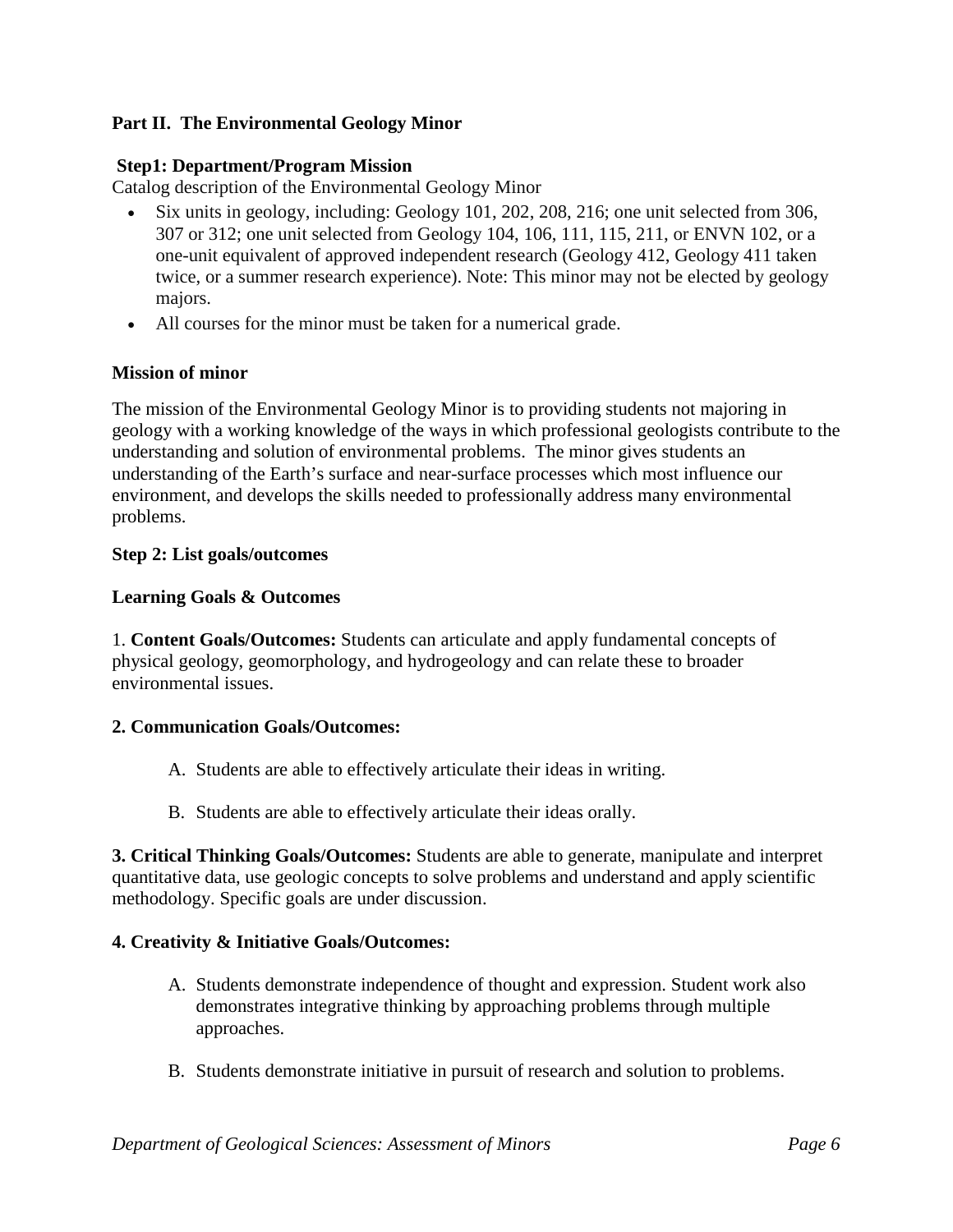## Part II. The Environmental Geology Minor

### Step1: Department/Program Mission

Catalog description of the Environmental Geology Minor

- Six units in geology, including: Geology 101, 202, 208, 216; one unit selected from 306, 307 or 312; one unit selected from Geology 104, 106, 111, 115, 211, or ENVN 102, or a one-unit equivalent of approved independent research (Geology 412, Geology 411 taken twice, or a summer research experience). Note: This minor may not be elected by geology majors.
- All courses for the minor must be taken for a numerical grade.

### Mission of minor

The mission of the Environmental Geology Minor is to providing students not majoring in geology with a working knowledge of the ways in which professional geologists contribute to the understanding and solution of environmental problems. The minor gives students an understanding of the Earth's surface and near-surface processes which most influence our environment, and develops the skills needed to professionally address many environmental problems.

### Step 2: List goals/outcomes

### Learning Goals & Outcomes

1. **Content Goals/Outcomes:** Students can articulate and apply fundamental concepts of physical geology, geomorphology, and hydrogeology and can relate these to broader environmental issues.

**2. Communication Goals/Outcomes:**

A. Students are able to effectively articulate their ideas in writing.

B. Students are able to effectively articulate their ideas orally.

**3. Critical Thinking Goals/Outcomes:** Students are able to generate, manipulate and interpret quantitative data, use geologic concepts to solve problems and understand and apply scientific methodology. Specific goals are under discussion.

**4. Creativity & Initiative Goals/Outcomes:**

A. Students demonstrate independence of thought and expression. Student work also demonstrates integrative thinking by approaching problems through multiple approaches.

B. Students demonstrate initiative in pursuit of research and solution to problems.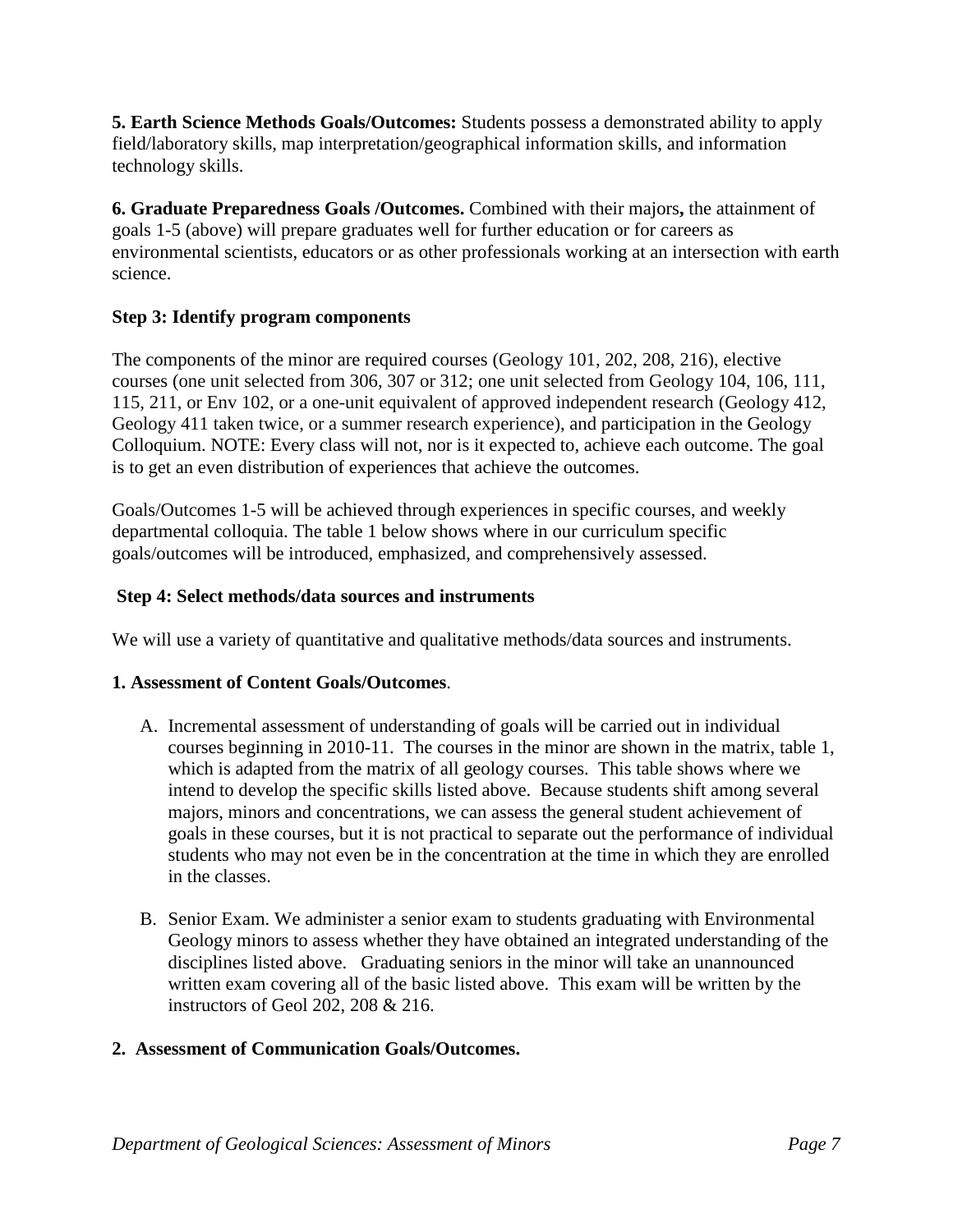**5. Earth Science Methods Goals/Outcomes:** Students possess a demonstrated ability to apply field/laboratory skills, map interpretation/geographical information skills, and information technology skills.

**6. Graduate Preparedness Goals /Outcomes.** Combined with their majors**,** the attainment of goals 1-5 (above) will prepare graduates well for further education or for careers as environmental scientists, educators or as other professionals working at an intersection with earth science.

**Step 3: Identify program components**

The components of the minor are required courses (Geology 101, 202, 208, 216), elective courses (one unit selected from 306, 307 or 312; one unit selected from Geology 104, 106, 111, 115, 211, or Env 102, or a one-unit equivalent of approved independent research (Geology 412, Geology 411 taken twice, or a summer research experience), and participation in the Geology Colloquium. NOTE: Every class will not, nor is it expected to, achieve each outcome. The goal is to get an even distribution of experiences that achieve the outcomes.

Goals/Outcomes 1-5 will be achieved through experiences in specific courses, and weekly departmental colloquia. The table 1 below shows where in our curriculum specific goals/outcomes will be introduced, emphasized, and comprehensively assessed.

**Step 4: Select methods/data sources and instruments**

We will use a variety of quantitative and qualitative methods/data sources and instruments.

**1. Assessment of Content Goals/Outcomes**.

A. Incremental assessment of understanding of goals will be carried out in individual courses beginning in 2010-11. The courses in the minor are shown in the matrix, table 1, which is adapted from the matrix of all geology courses. This table shows where we intend to develop the specific skills listed above. Because students shift among several majors, minors and concentrations, we can assess the general student achievement of goals in these courses, but it is not practical to separate out the performance of individual students who may not even be in the concentration at the time in which they are enrolled in the classes.

B. Senior Exam. We administer a senior exam to students graduating with Environmental Geology minors to assess whether they have obtained an integrated understanding of the disciplines listed above. Graduating seniors in the minor will take an unannounced written exam covering all of the basic listed above. This exam will be written by the instructors of Geol 202, 208 & 216.

**2. Assessment of Communication Goals/Outcomes.**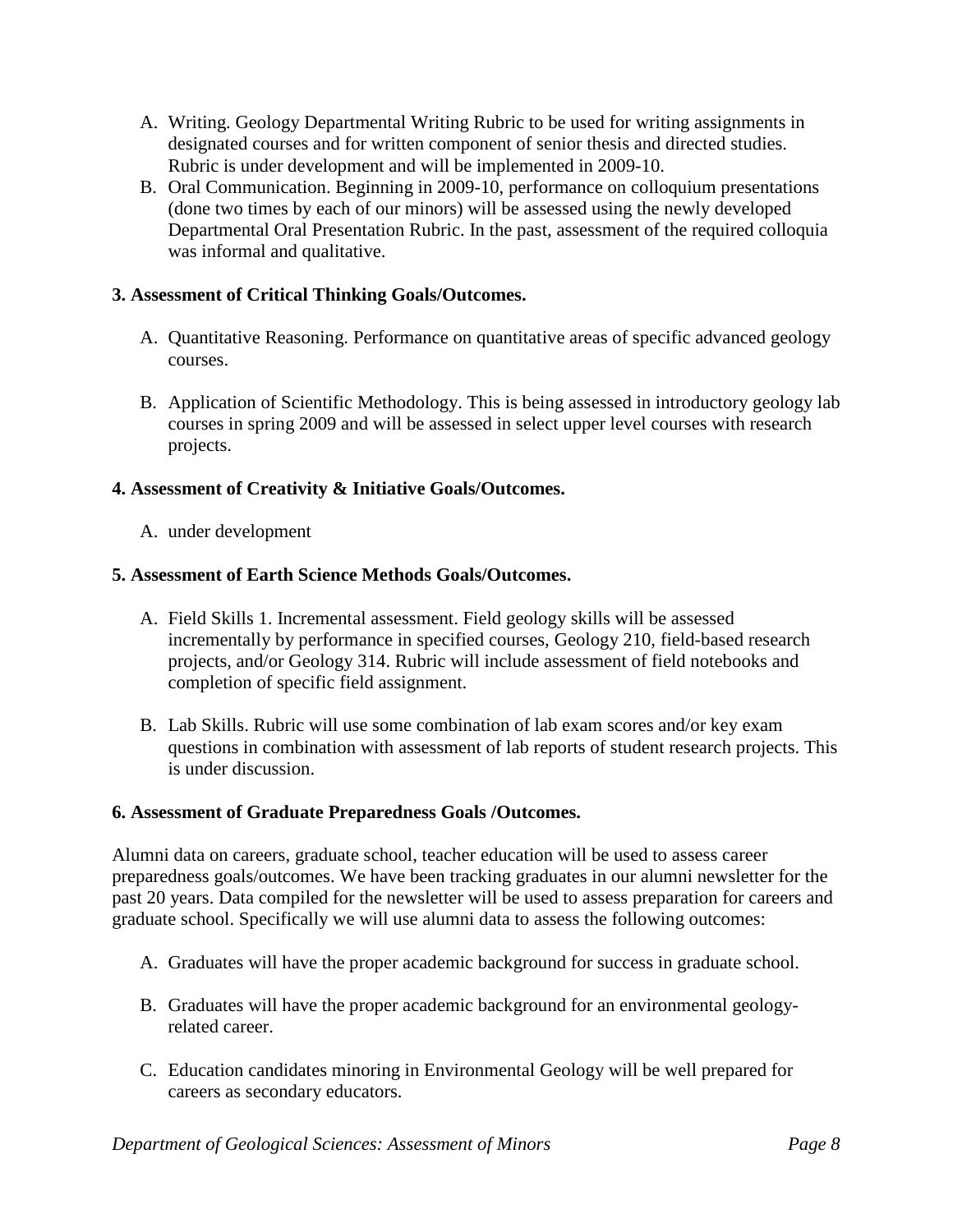A. Writing. Geology Departmental Writing Rubric to be used for writing assignments in designated courses and for written component of senior thesis and directed studies. Rubric is under development and will be implemented in 2009-10.
B. Oral Communication. Beginning in 2009-10, performance on colloquium presentations (done two times by each of our minors) will be assessed using the newly developed Departmental Oral Presentation Rubric. In the past, assessment of the required colloquia was informal and qualitative.

**3. Assessment of Critical Thinking Goals/Outcomes.**

A. Quantitative Reasoning. Performance on quantitative areas of specific advanced geology courses.

B. Application of Scientific Methodology. This is being assessed in introductory geology lab courses in spring 2009 and will be assessed in select upper level courses with research projects.

**4. Assessment of Creativity & Initiative Goals/Outcomes.**

A. under development

**5. Assessment of Earth Science Methods Goals/Outcomes.**

A. Field Skills 1. Incremental assessment. Field geology skills will be assessed incrementally by performance in specified courses, Geology 210, field-based research projects, and/or Geology 314. Rubric will include assessment of field notebooks and completion of specific field assignment.

B. Lab Skills. Rubric will use some combination of lab exam scores and/or key exam questions in combination with assessment of lab reports of student research projects. This is under discussion.

**6. Assessment of Graduate Preparedness Goals /Outcomes.**

Alumni data on careers, graduate school, teacher education will be used to assess career preparedness goals/outcomes. We have been tracking graduates in our alumni newsletter for the past 20 years. Data compiled for the newsletter will be used to assess preparation for careers and graduate school. Specifically we will use alumni data to assess the following outcomes:

A. Graduates will have the proper academic background for success in graduate school.

B. Graduates will have the proper academic background for an environmental geology-related career.

C. Education candidates minoring in Environmental Geology will be well prepared for careers as secondary educators.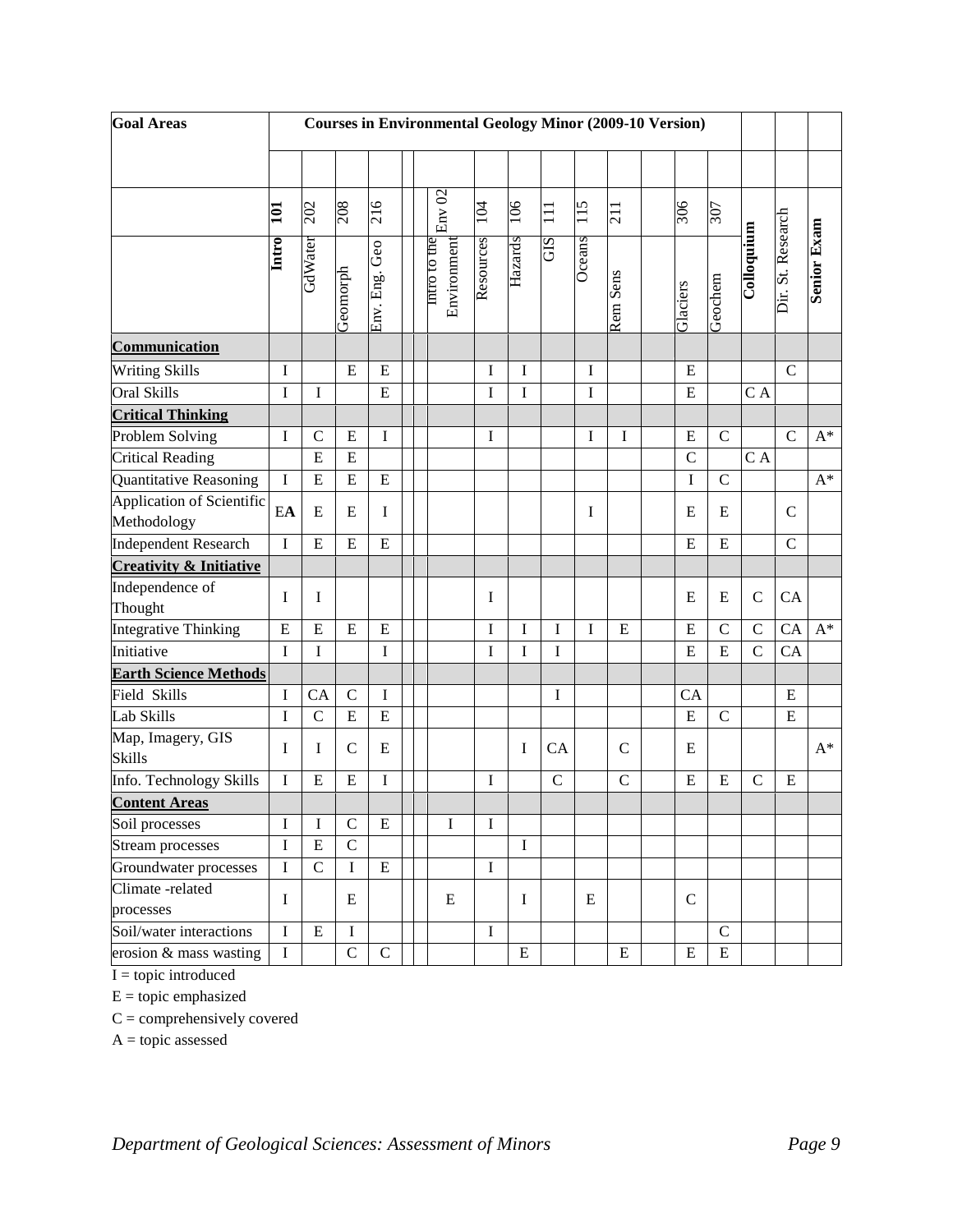| Goal Areas | Courses in Environmental Geology Minor (2009-10 Version) | | | | | | | | | | | | | | | | | |
|---|---|---|---|---|---|---|---|---|---|---|---|---|---|---|---|---|---|---|
| | **101** **Intro** | 202 GdWater | 208 Geomorph | 216 Env. Eng. Geo | | | Env 02 Intro to the Environment | 104 Resources | 106 Hazards | 111 GIS | 115 Oceans | 211 Rem Sens | | 306 Glaciers | 307 Geochem | **Colloquium** | Dir. St. Research | **Senior Exam** |
| **Communication** | | | | | | | | | | | | | | | | | | |
| Writing Skills | I | | E | E | | | | I | I | | I | | | E | | | C | |
| Oral Skills | I | I | | E | | | | I | I | | I | | | E | | C A | | |
| **Critical Thinking** | | | | | | | | | | | | | | | | | | |
| Problem Solving | I | C | E | I | | | | I | | | I | I | | E | C | | C | A* |
| Critical Reading | | E | E | | | | | | | | | | | C | | C A | | |
| Quantitative Reasoning | I | E | E | E | | | | | | | | | | I | C | | | A* |
| Application of Scientific Methodology | E**A** | E | E | I | | | | | | | I | | | E | E | | C | |
| Independent Research | I | E | E | E | | | | | | | | | | E | E | | C | |
| **Creativity & Initiative** | | | | | | | | | | | | | | | | | | |
| Independence of Thought | I | I | | | | | | I | | | | | | E | E | C | CA | |
| Integrative Thinking | E | E | E | E | | | | I | I | I | I | E | | E | C | C | CA | A* |
| Initiative | I | I | | I | | | | I | I | I | | | | E | E | C | CA | |
| **Earth Science Methods** | | | | | | | | | | | | | | | | | | |
| Field Skills | I | CA | C | I | | | | | | I | | | | CA | | | E | |
| Lab Skills | I | C | E | E | | | | | | | | | | E | C | | E | |
| Map, Imagery, GIS Skills | I | I | C | E | | | | | I | CA | | C | | E | | | | A* |
| Info. Technology Skills | I | E | E | I | | | | I | | C | | C | | E | E | C | E | |
| **Content Areas** | | | | | | | | | | | | | | | | | | |
| Soil processes | I | I | C | E | | | I | I | | | | | | | | | | |
| Stream processes | I | E | C | | | | | | I | | | | | | | | | |
| Groundwater processes | I | C | I | E | | | | I | | | | | | | | | | |
| Climate -related processes | I | | E | | | | E | | I | | E | | | C | | | | |
| Soil/water interactions | I | E | I | | | | | I | | | | | | | C | | | |
| erosion & mass wasting | I | | C | C | | | | | E | | | E | | E | E | | | |

I = topic introduced

E = topic emphasized

C = comprehensively covered

A = topic assessed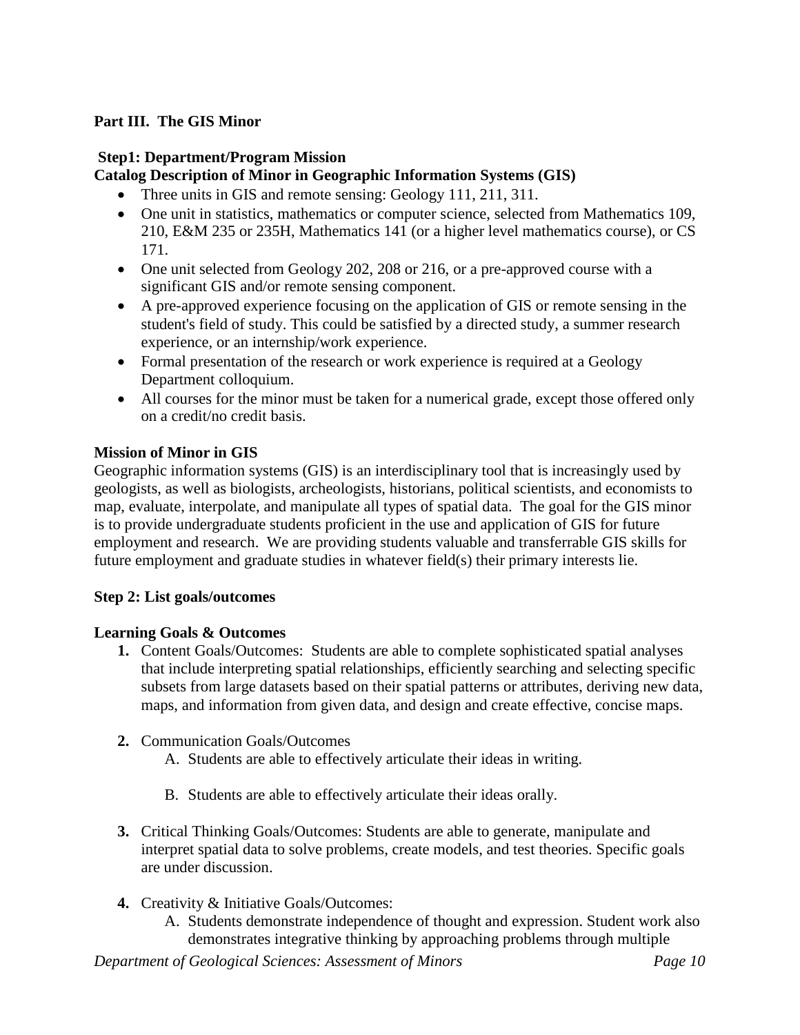**Part III. The GIS Minor**

**Step1: Department/Program Mission**

**Catalog Description of Minor in Geographic Information Systems (GIS)**

- Three units in GIS and remote sensing: Geology 111, 211, 311.
- One unit in statistics, mathematics or computer science, selected from Mathematics 109, 210, E&M 235 or 235H, Mathematics 141 (or a higher level mathematics course), or CS 171.
- One unit selected from Geology 202, 208 or 216, or a pre-approved course with a significant GIS and/or remote sensing component.
- A pre-approved experience focusing on the application of GIS or remote sensing in the student's field of study. This could be satisfied by a directed study, a summer research experience, or an internship/work experience.
- Formal presentation of the research or work experience is required at a Geology Department colloquium.
- All courses for the minor must be taken for a numerical grade, except those offered only on a credit/no credit basis.

**Mission of Minor in GIS**

Geographic information systems (GIS) is an interdisciplinary tool that is increasingly used by geologists, as well as biologists, archeologists, historians, political scientists, and economists to map, evaluate, interpolate, and manipulate all types of spatial data. The goal for the GIS minor is to provide undergraduate students proficient in the use and application of GIS for future employment and research. We are providing students valuable and transferrable GIS skills for future employment and graduate studies in whatever field(s) their primary interests lie.

**Step 2: List goals/outcomes**

**Learning Goals & Outcomes**

1. Content Goals/Outcomes: Students are able to complete sophisticated spatial analyses that include interpreting spatial relationships, efficiently searching and selecting specific subsets from large datasets based on their spatial patterns or attributes, deriving new data, maps, and information from given data, and design and create effective, concise maps.

2. Communication Goals/Outcomes
   A. Students are able to effectively articulate their ideas in writing.

   B. Students are able to effectively articulate their ideas orally.

3. Critical Thinking Goals/Outcomes: Students are able to generate, manipulate and interpret spatial data to solve problems, create models, and test theories. Specific goals are under discussion.

4. Creativity & Initiative Goals/Outcomes:
   A. Students demonstrate independence of thought and expression. Student work also demonstrates integrative thinking by approaching problems through multiple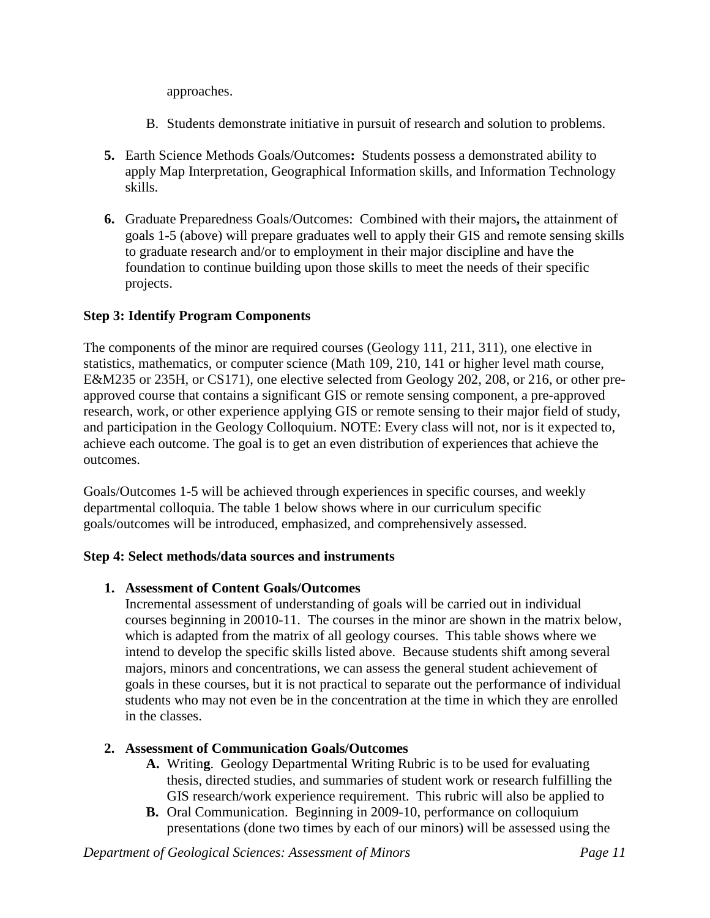approaches.

B. Students demonstrate initiative in pursuit of research and solution to problems.

5. Earth Science Methods Goals/Outcomes**:** Students possess a demonstrated ability to apply Map Interpretation, Geographical Information skills, and Information Technology skills.

6. Graduate Preparedness Goals/Outcomes: Combined with their majors**,** the attainment of goals 1-5 (above) will prepare graduates well to apply their GIS and remote sensing skills to graduate research and/or to employment in their major discipline and have the foundation to continue building upon those skills to meet the needs of their specific projects.

**Step 3: Identify Program Components**

The components of the minor are required courses (Geology 111, 211, 311), one elective in statistics, mathematics, or computer science (Math 109, 210, 141 or higher level math course, E&M235 or 235H, or CS171), one elective selected from Geology 202, 208, or 216, or other pre-approved course that contains a significant GIS or remote sensing component, a pre-approved research, work, or other experience applying GIS or remote sensing to their major field of study, and participation in the Geology Colloquium. NOTE: Every class will not, nor is it expected to, achieve each outcome. The goal is to get an even distribution of experiences that achieve the outcomes.

Goals/Outcomes 1-5 will be achieved through experiences in specific courses, and weekly departmental colloquia. The table 1 below shows where in our curriculum specific goals/outcomes will be introduced, emphasized, and comprehensively assessed.

**Step 4: Select methods/data sources and instruments**

1. **Assessment of Content Goals/Outcomes**
   Incremental assessment of understanding of goals will be carried out in individual courses beginning in 20010-11. The courses in the minor are shown in the matrix below, which is adapted from the matrix of all geology courses. This table shows where we intend to develop the specific skills listed above. Because students shift among several majors, minors and concentrations, we can assess the general student achievement of goals in these courses, but it is not practical to separate out the performance of individual students who may not even be in the concentration at the time in which they are enrolled in the classes.

2. **Assessment of Communication Goals/Outcomes**
   - **A.** Writin**g**. Geology Departmental Writing Rubric is to be used for evaluating thesis, directed studies, and summaries of student work or research fulfilling the GIS research/work experience requirement. This rubric will also be applied to
   - **B.** Oral Communication. Beginning in 2009-10, performance on colloquium presentations (done two times by each of our minors) will be assessed using the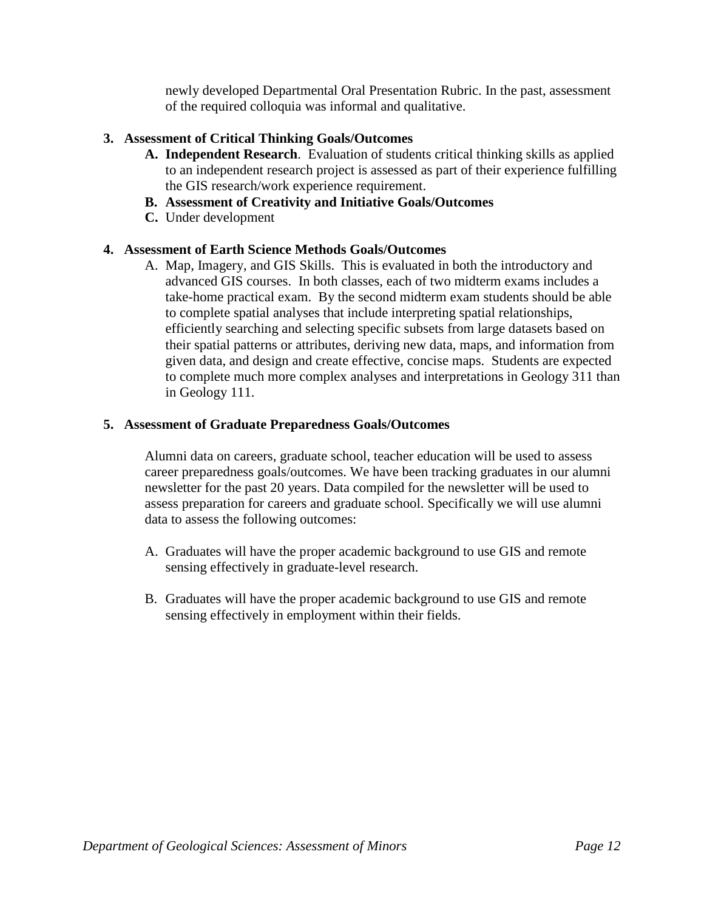newly developed Departmental Oral Presentation Rubric. In the past, assessment of the required colloquia was informal and qualitative.

3. **Assessment of Critical Thinking Goals/Outcomes**
   - A. **Independent Research**. Evaluation of students critical thinking skills as applied to an independent research project is assessed as part of their experience fulfilling the GIS research/work experience requirement.
   - B. **Assessment of Creativity and Initiative Goals/Outcomes**
   - C. Under development

4. **Assessment of Earth Science Methods Goals/Outcomes**
   - A. Map, Imagery, and GIS Skills. This is evaluated in both the introductory and advanced GIS courses. In both classes, each of two midterm exams includes a take-home practical exam. By the second midterm exam students should be able to complete spatial analyses that include interpreting spatial relationships, efficiently searching and selecting specific subsets from large datasets based on their spatial patterns or attributes, deriving new data, maps, and information from given data, and design and create effective, concise maps. Students are expected to complete much more complex analyses and interpretations in Geology 311 than in Geology 111.

5. **Assessment of Graduate Preparedness Goals/Outcomes**

   Alumni data on careers, graduate school, teacher education will be used to assess career preparedness goals/outcomes. We have been tracking graduates in our alumni newsletter for the past 20 years. Data compiled for the newsletter will be used to assess preparation for careers and graduate school. Specifically we will use alumni data to assess the following outcomes:

   - A. Graduates will have the proper academic background to use GIS and remote sensing effectively in graduate-level research.

   - B. Graduates will have the proper academic background to use GIS and remote sensing effectively in employment within their fields.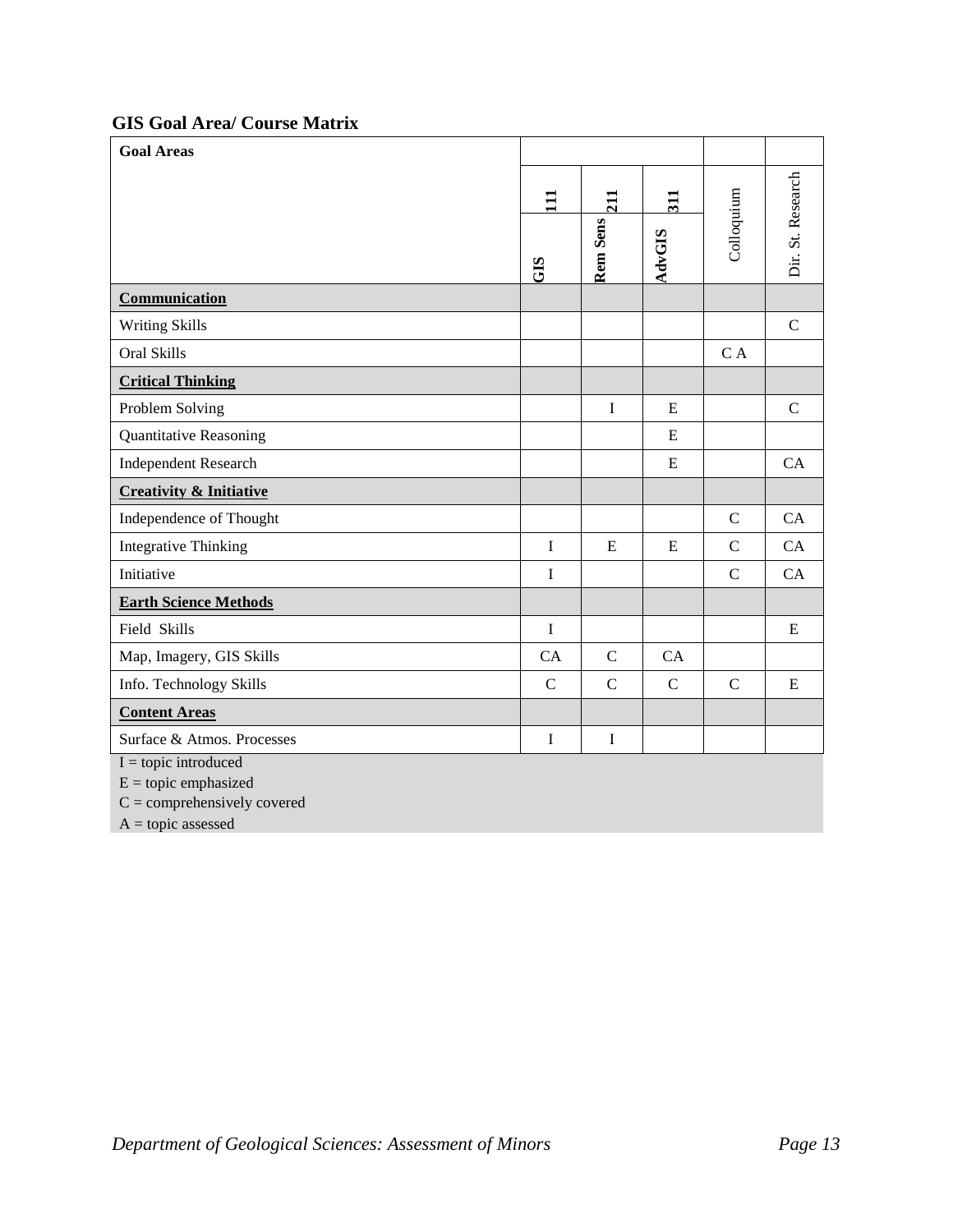**GIS Goal Area/ Course Matrix**

| Goal Areas | 111 GIS | 211 Rem Sens | 311 AdvGIS | Colloquium | Dir. St. Research |
|---|---|---|---|---|---|
| **Communication** | | | | | |
| Writing Skills | | | | | C |
| Oral Skills | | | | C A | |
| **Critical Thinking** | | | | | |
| Problem Solving | | I | E | | C |
| Quantitative Reasoning | | | E | | |
| Independent Research | | | E | | CA |
| **Creativity & Initiative** | | | | | |
| Independence of Thought | | | | C | CA |
| Integrative Thinking | I | E | E | C | CA |
| Initiative | I | | | C | CA |
| **Earth Science Methods** | | | | | |
| Field Skills | I | | | | E |
| Map, Imagery, GIS Skills | CA | C | CA | | |
| Info. Technology Skills | C | C | C | C | E |
| **Content Areas** | | | | | |
| Surface & Atmos. Processes | I | I | | | |

I = topic introduced
E = topic emphasized
C = comprehensively covered
A = topic assessed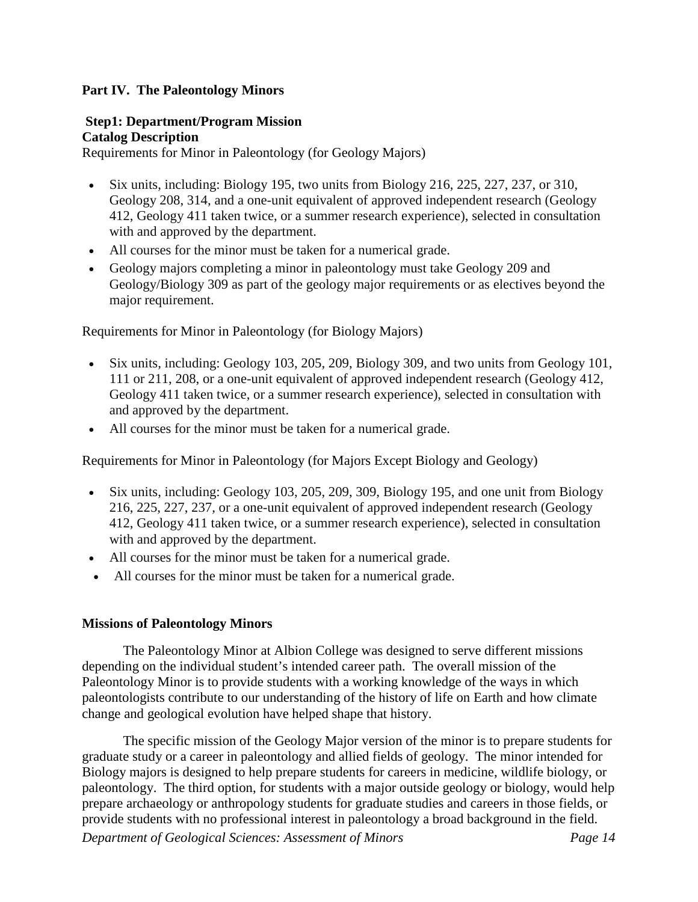## Part IV. The Paleontology Minors

### Step1: Department/Program Mission

**Catalog Description**

Requirements for Minor in Paleontology (for Geology Majors)

- Six units, including: Biology 195, two units from Biology 216, 225, 227, 237, or 310, Geology 208, 314, and a one-unit equivalent of approved independent research (Geology 412, Geology 411 taken twice, or a summer research experience), selected in consultation with and approved by the department.
- All courses for the minor must be taken for a numerical grade.
- Geology majors completing a minor in paleontology must take Geology 209 and Geology/Biology 309 as part of the geology major requirements or as electives beyond the major requirement.

Requirements for Minor in Paleontology (for Biology Majors)

- Six units, including: Geology 103, 205, 209, Biology 309, and two units from Geology 101, 111 or 211, 208, or a one-unit equivalent of approved independent research (Geology 412, Geology 411 taken twice, or a summer research experience), selected in consultation with and approved by the department.
- All courses for the minor must be taken for a numerical grade.

Requirements for Minor in Paleontology (for Majors Except Biology and Geology)

- Six units, including: Geology 103, 205, 209, 309, Biology 195, and one unit from Biology 216, 225, 227, 237, or a one-unit equivalent of approved independent research (Geology 412, Geology 411 taken twice, or a summer research experience), selected in consultation with and approved by the department.
- All courses for the minor must be taken for a numerical grade.
- All courses for the minor must be taken for a numerical grade.

**Missions of Paleontology Minors**

The Paleontology Minor at Albion College was designed to serve different missions depending on the individual student's intended career path. The overall mission of the Paleontology Minor is to provide students with a working knowledge of the ways in which paleontologists contribute to our understanding of the history of life on Earth and how climate change and geological evolution have helped shape that history.

The specific mission of the Geology Major version of the minor is to prepare students for graduate study or a career in paleontology and allied fields of geology. The minor intended for Biology majors is designed to help prepare students for careers in medicine, wildlife biology, or paleontology. The third option, for students with a major outside geology or biology, would help prepare archaeology or anthropology students for graduate studies and careers in those fields, or provide students with no professional interest in paleontology a broad background in the field.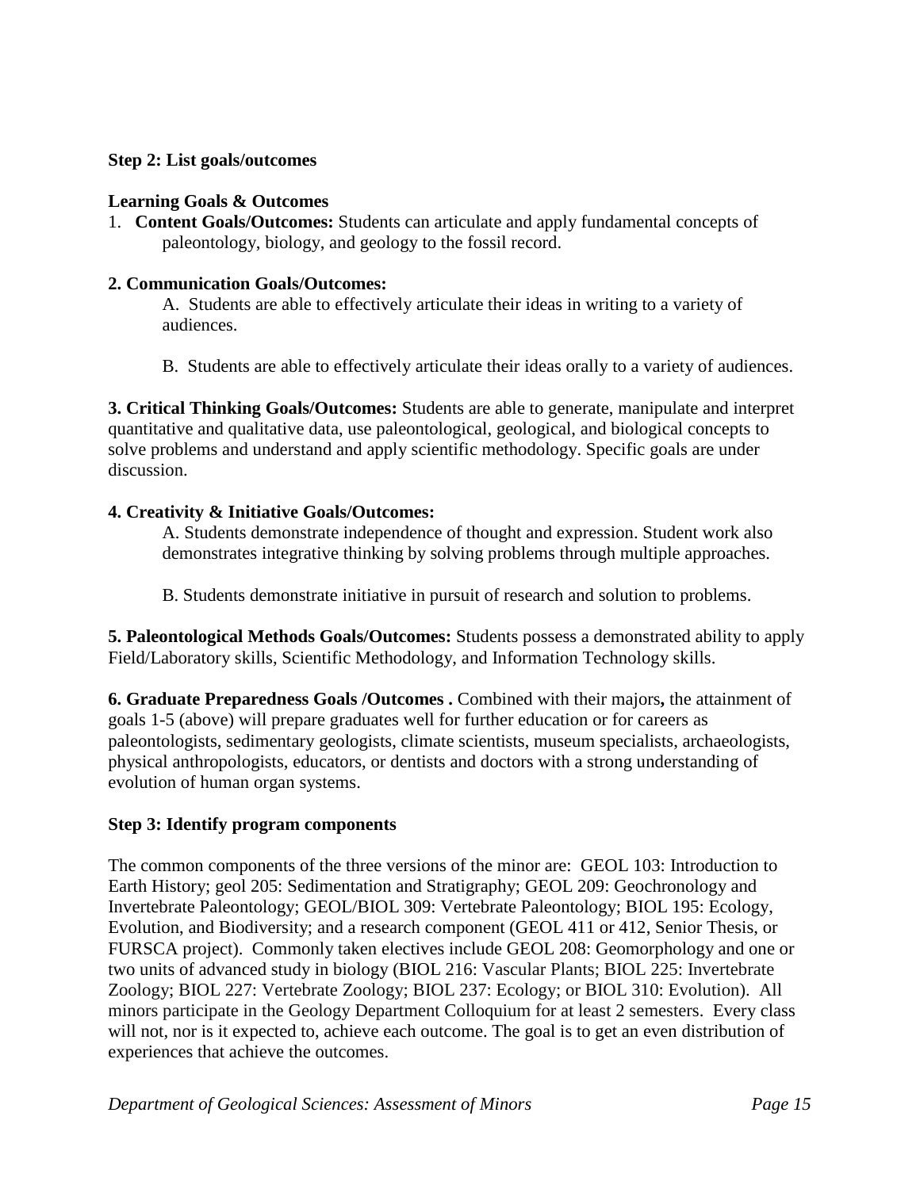**Step 2: List goals/outcomes**

**Learning Goals & Outcomes**

1. **Content Goals/Outcomes:** Students can articulate and apply fundamental concepts of paleontology, biology, and geology to the fossil record.

**2. Communication Goals/Outcomes:**

A. Students are able to effectively articulate their ideas in writing to a variety of audiences.

B. Students are able to effectively articulate their ideas orally to a variety of audiences.

**3. Critical Thinking Goals/Outcomes:** Students are able to generate, manipulate and interpret quantitative and qualitative data, use paleontological, geological, and biological concepts to solve problems and understand and apply scientific methodology. Specific goals are under discussion.

**4. Creativity & Initiative Goals/Outcomes:**

A. Students demonstrate independence of thought and expression. Student work also demonstrates integrative thinking by solving problems through multiple approaches.

B. Students demonstrate initiative in pursuit of research and solution to problems.

**5. Paleontological Methods Goals/Outcomes:** Students possess a demonstrated ability to apply Field/Laboratory skills, Scientific Methodology, and Information Technology skills.

**6. Graduate Preparedness Goals /Outcomes .** Combined with their majors**,** the attainment of goals 1-5 (above) will prepare graduates well for further education or for careers as paleontologists, sedimentary geologists, climate scientists, museum specialists, archaeologists, physical anthropologists, educators, or dentists and doctors with a strong understanding of evolution of human organ systems.

**Step 3: Identify program components**

The common components of the three versions of the minor are: GEOL 103: Introduction to Earth History; geol 205: Sedimentation and Stratigraphy; GEOL 209: Geochronology and Invertebrate Paleontology; GEOL/BIOL 309: Vertebrate Paleontology; BIOL 195: Ecology, Evolution, and Biodiversity; and a research component (GEOL 411 or 412, Senior Thesis, or FURSCA project). Commonly taken electives include GEOL 208: Geomorphology and one or two units of advanced study in biology (BIOL 216: Vascular Plants; BIOL 225: Invertebrate Zoology; BIOL 227: Vertebrate Zoology; BIOL 237: Ecology; or BIOL 310: Evolution). All minors participate in the Geology Department Colloquium for at least 2 semesters. Every class will not, nor is it expected to, achieve each outcome. The goal is to get an even distribution of experiences that achieve the outcomes.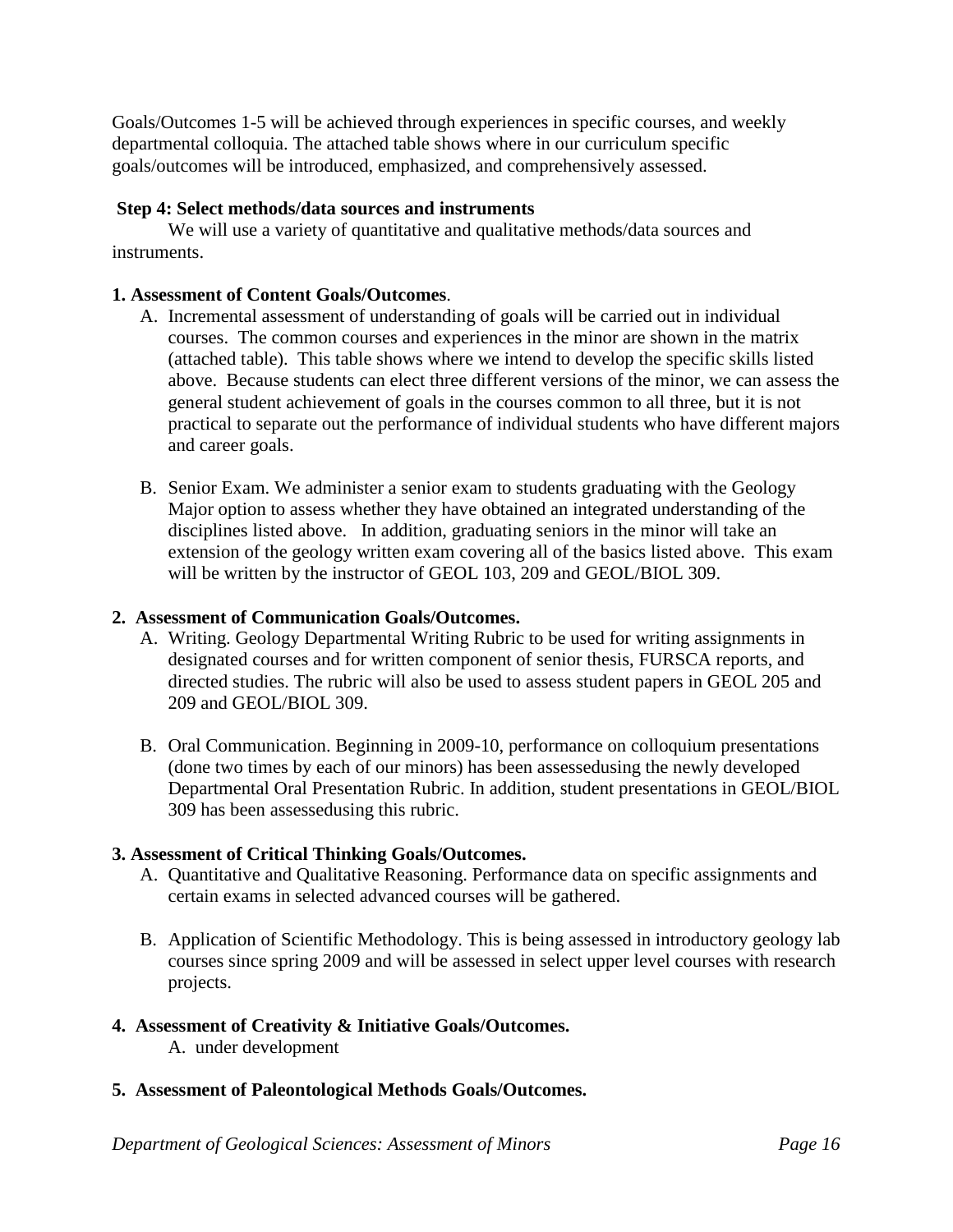Goals/Outcomes 1-5 will be achieved through experiences in specific courses, and weekly departmental colloquia. The attached table shows where in our curriculum specific goals/outcomes will be introduced, emphasized, and comprehensively assessed.

**Step 4: Select methods/data sources and instruments**

We will use a variety of quantitative and qualitative methods/data sources and instruments.

**1. Assessment of Content Goals/Outcomes**.

A. Incremental assessment of understanding of goals will be carried out in individual courses. The common courses and experiences in the minor are shown in the matrix (attached table). This table shows where we intend to develop the specific skills listed above. Because students can elect three different versions of the minor, we can assess the general student achievement of goals in the courses common to all three, but it is not practical to separate out the performance of individual students who have different majors and career goals.

B. Senior Exam. We administer a senior exam to students graduating with the Geology Major option to assess whether they have obtained an integrated understanding of the disciplines listed above. In addition, graduating seniors in the minor will take an extension of the geology written exam covering all of the basics listed above. This exam will be written by the instructor of GEOL 103, 209 and GEOL/BIOL 309.

**2. Assessment of Communication Goals/Outcomes.**

A. Writing. Geology Departmental Writing Rubric to be used for writing assignments in designated courses and for written component of senior thesis, FURSCA reports, and directed studies. The rubric will also be used to assess student papers in GEOL 205 and 209 and GEOL/BIOL 309.

B. Oral Communication. Beginning in 2009-10, performance on colloquium presentations (done two times by each of our minors) has been assessedusing the newly developed Departmental Oral Presentation Rubric. In addition, student presentations in GEOL/BIOL 309 has been assessedusing this rubric.

**3. Assessment of Critical Thinking Goals/Outcomes.**

A. Quantitative and Qualitative Reasoning. Performance data on specific assignments and certain exams in selected advanced courses will be gathered.

B. Application of Scientific Methodology. This is being assessed in introductory geology lab courses since spring 2009 and will be assessed in select upper level courses with research projects.

**4. Assessment of Creativity & Initiative Goals/Outcomes.**

A. under development

**5. Assessment of Paleontological Methods Goals/Outcomes.**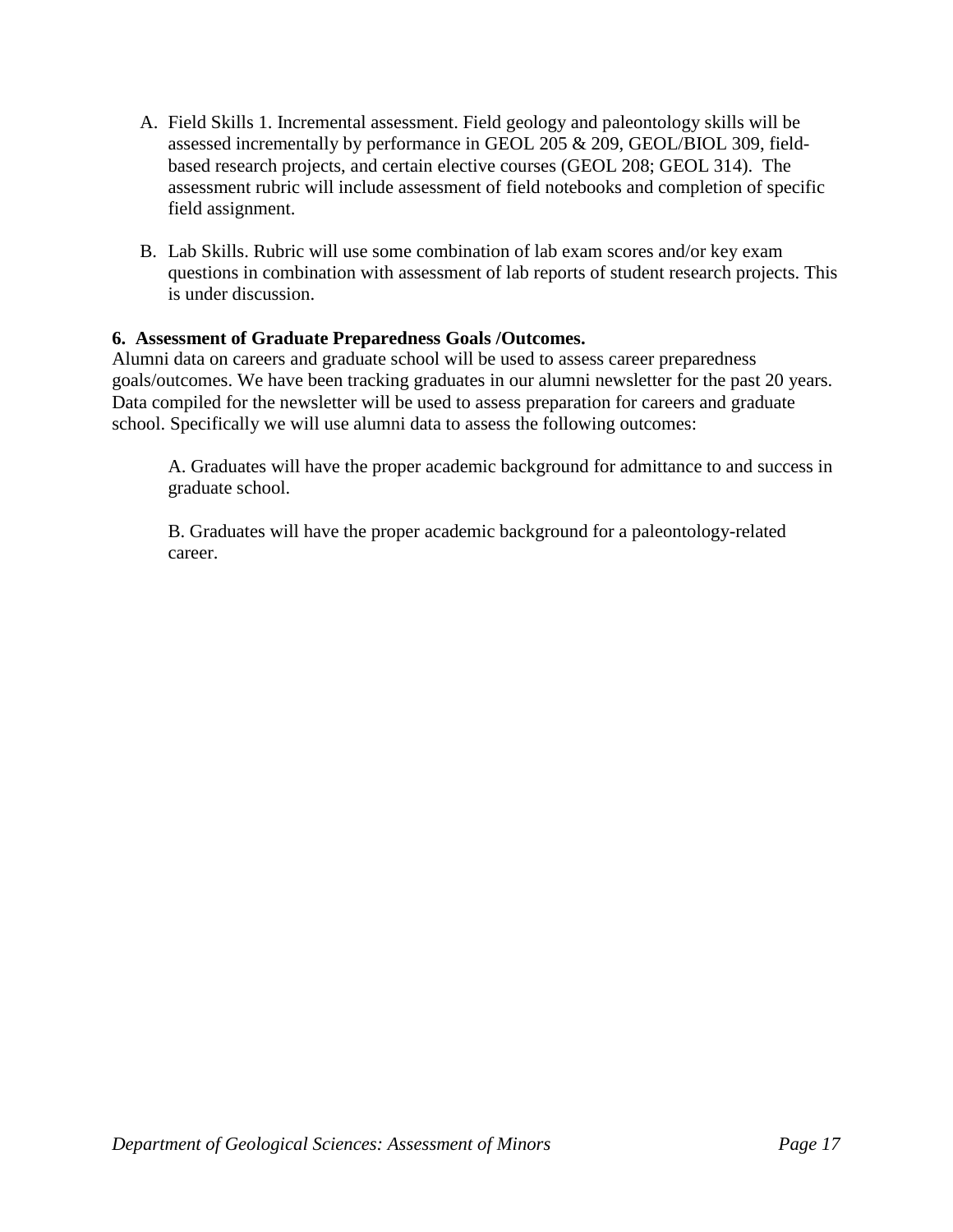A. Field Skills 1. Incremental assessment. Field geology and paleontology skills will be assessed incrementally by performance in GEOL 205 & 209, GEOL/BIOL 309, field-based research projects, and certain elective courses (GEOL 208; GEOL 314). The assessment rubric will include assessment of field notebooks and completion of specific field assignment.

B. Lab Skills. Rubric will use some combination of lab exam scores and/or key exam questions in combination with assessment of lab reports of student research projects. This is under discussion.

**6. Assessment of Graduate Preparedness Goals /Outcomes.**

Alumni data on careers and graduate school will be used to assess career preparedness goals/outcomes. We have been tracking graduates in our alumni newsletter for the past 20 years. Data compiled for the newsletter will be used to assess preparation for careers and graduate school. Specifically we will use alumni data to assess the following outcomes:

A. Graduates will have the proper academic background for admittance to and success in graduate school.

B. Graduates will have the proper academic background for a paleontology-related career.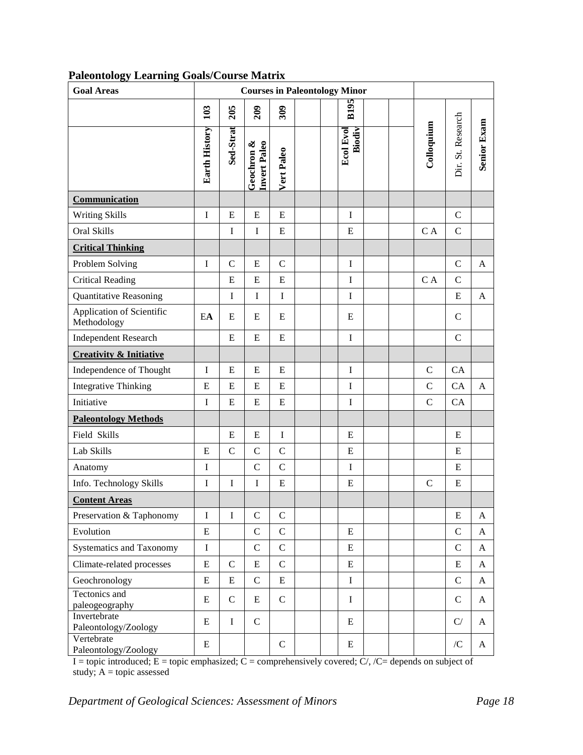## Paleontology Learning Goals/Course Matrix

| Goal Areas | Courses in Paleontology Minor | | | | | | | | | | | |
|---|---|---|---|---|---|---|---|---|---|---|---|---|
| | 103 | 205 | 209 | 309 | | | B195 | | | | | |
| | Earth History | Sed-Strat | Geochron & Invert Paleo | Vert Paleo | | | Ecol Evol Biodiv | | | Colloquium | Dir. St. Research | Senior Exam |
| **Communication** | | | | | | | | | | | | |
| Writing Skills | I | E | E | E | | | I | | | | C | |
| Oral Skills | | I | I | E | | | E | | | C A | C | |
| **Critical Thinking** | | | | | | | | | | | | |
| Problem Solving | I | C | E | C | | | I | | | | C | A |
| Critical Reading | | E | E | E | | | I | | | C A | C | |
| Quantitative Reasoning | | I | I | I | | | I | | | | E | A |
| Application of Scientific Methodology | E**A** | E | E | E | | | E | | | | C | |
| Independent Research | | E | E | E | | | I | | | | C | |
| **Creativity & Initiative** | | | | | | | | | | | | |
| Independence of Thought | I | E | E | E | | | I | | | C | CA | |
| Integrative Thinking | E | E | E | E | | | I | | | C | CA | A |
| Initiative | I | E | E | E | | | I | | | C | CA | |
| **Paleontology Methods** | | | | | | | | | | | | |
| Field Skills | | E | E | I | | | E | | | | E | |
| Lab Skills | E | C | C | C | | | E | | | | E | |
| Anatomy | I | | C | C | | | I | | | | E | |
| Info. Technology Skills | I | I | I | E | | | E | | | C | E | |
| **Content Areas** | | | | | | | | | | | | |
| Preservation & Taphonomy | I | I | C | C | | | | | | | E | A |
| Evolution | E | | C | C | | | E | | | | C | A |
| Systematics and Taxonomy | I | | C | C | | | E | | | | C | A |
| Climate-related processes | E | C | E | C | | | E | | | | E | A |
| Geochronology | E | E | C | E | | | I | | | | C | A |
| Tectonics and paleogeography | E | C | E | C | | | I | | | | C | A |
| Invertebrate Paleontology/Zoology | E | I | C | | | | E | | | | C/ | A |
| Vertebrate Paleontology/Zoology | E | | | C | | | E | | | | /C | A |

I = topic introduced; E = topic emphasized; C = comprehensively covered; C/, /C= depends on subject of study; A = topic assessed